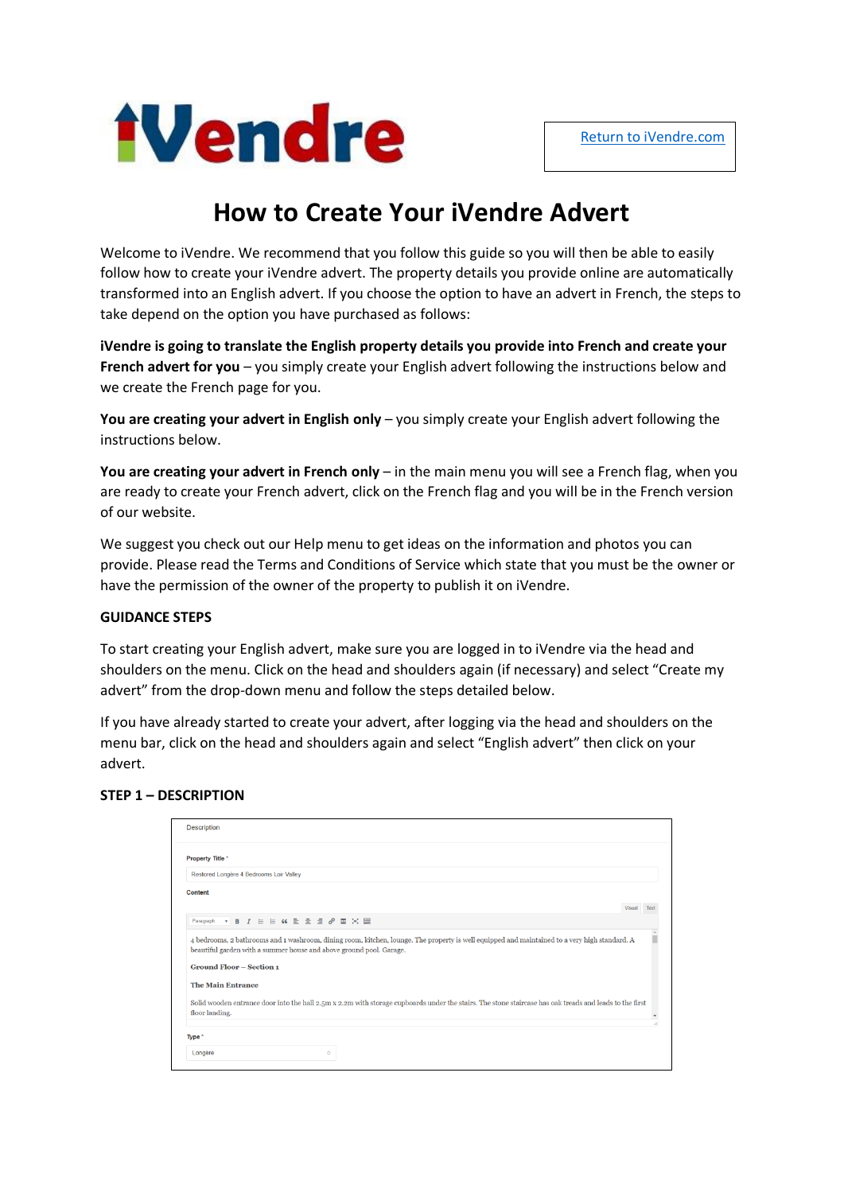iVendre

[Return to iVendre.com](https://www.ivendre.com)

# How to Create Your iVendre Advert

Welcome to iVendre. We recommend that you follow this guide so you will then be able to easily follow how to create your iVendre advert. The property details you provide online are automatically transformed into an English advert. If you choose the option to have an advert in French, the steps to take depend on the option you have purchased as follows:

**iVendre is going to translate the English property details you provide into French and create your French advert for you** – you simply create your English advert following the instructions below and we create the French page for you.

**You are creating your advert in English only** – you simply create your English advert following the instructions below.

**You are creating your advert in French only** – in the main menu you will see a French flag, when you are ready to create your French advert, click on the French flag and you will be in the French version of our website.

We suggest you check out our Help menu to get ideas on the information and photos you can provide. Please read the Terms and Conditions of Service which state that you must be the owner or have the permission of the owner of the property to publish it on iVendre.

**GUIDANCE STEPS**

To start creating your English advert, make sure you are logged in to iVendre via the head and shoulders on the menu. Click on the head and shoulders again (if necessary) and select "Create my advert" from the drop-down menu and follow the steps detailed below.

If you have already started to create your advert, after logging via the head and shoulders on the menu bar, click on the head and shoulders again and select "English advert" then click on your advert.

**STEP 1 – DESCRIPTION**

Description

Property Title *

Restored Longère 4 Bedrooms Loir Valley

Content

4 bedrooms, 2 bathrooms and 1 washroom, dining room, kitchen, lounge. The property is well equipped and maintained to a very high standard. A beautiful garden with a summer house and above ground pool. Garage.

Ground Floor – Section 1

The Main Entrance

Solid wooden entrance door into the hall 2.5m x 2.2m with storage cupboards under the stairs. The stone staircase has oak treads and leads to the first floor landing.

Type *

Longère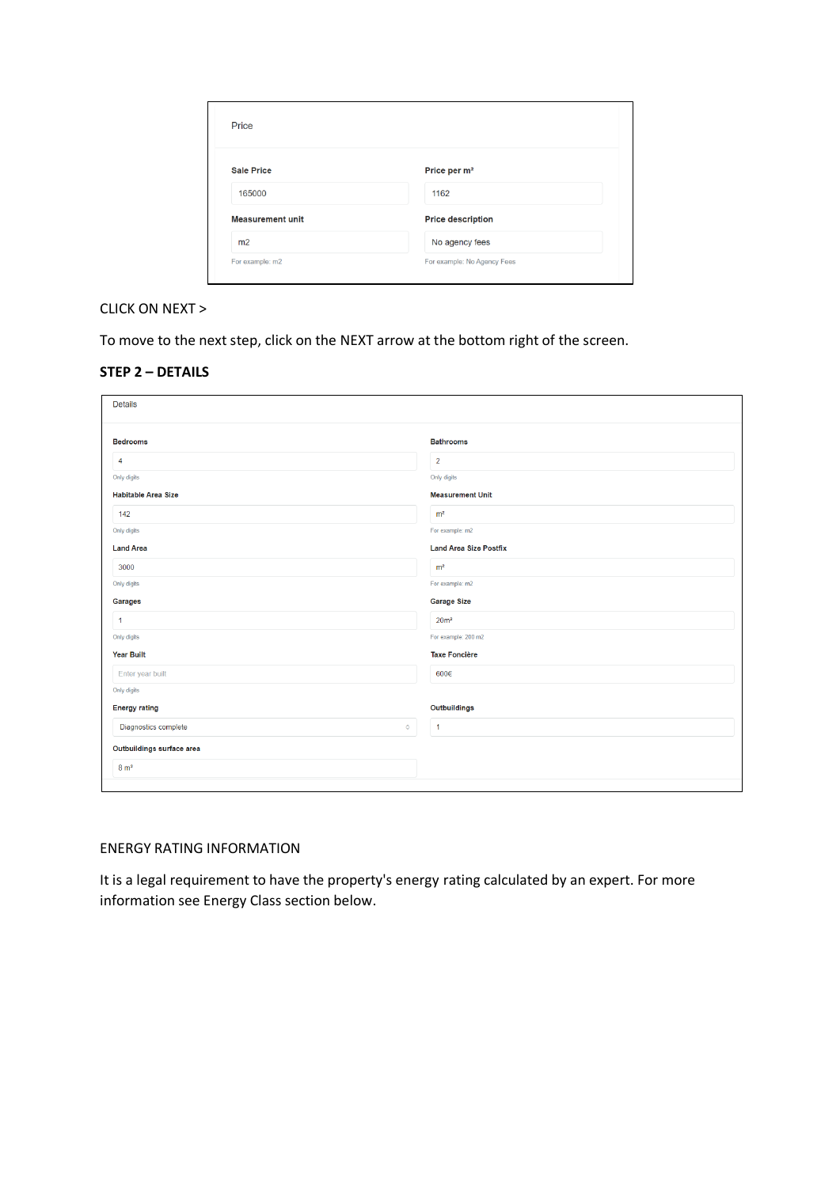Price

| Sale Price | Price per m² |
| --- | --- |
| 165000 | 1162 |
| **Measurement unit** | **Price description** |
| m2 | No agency fees |
| For example: m2 | For example: No Agency Fees |

CLICK ON NEXT >

To move to the next step, click on the NEXT arrow at the bottom right of the screen.

**STEP 2 – DETAILS**

Details

| Bedrooms | Bathrooms |
| --- | --- |
| 4 | 2 |
| Only digits | Only digits |
| **Habitable Area Size** | **Measurement Unit** |
| 142 | m² |
| Only digits | For example: m2 |
| **Land Area** | **Land Area Size Postfix** |
| 3000 | m² |
| Only digits | For example: m2 |
| **Garages** | **Garage Size** |
| 1 | 20m² |
| Only digits | For example: 200 m2 |
| **Year Built** | **Taxe Foncière** |
| Enter year built | 600€ |
| Only digits | |
| **Energy rating** | **Outbuildings** |
| Diagnostics complete | 1 |
| **Outbuildings surface area** | |
| 8 m² | |

ENERGY RATING INFORMATION

It is a legal requirement to have the property's energy rating calculated by an expert. For more information see Energy Class section below.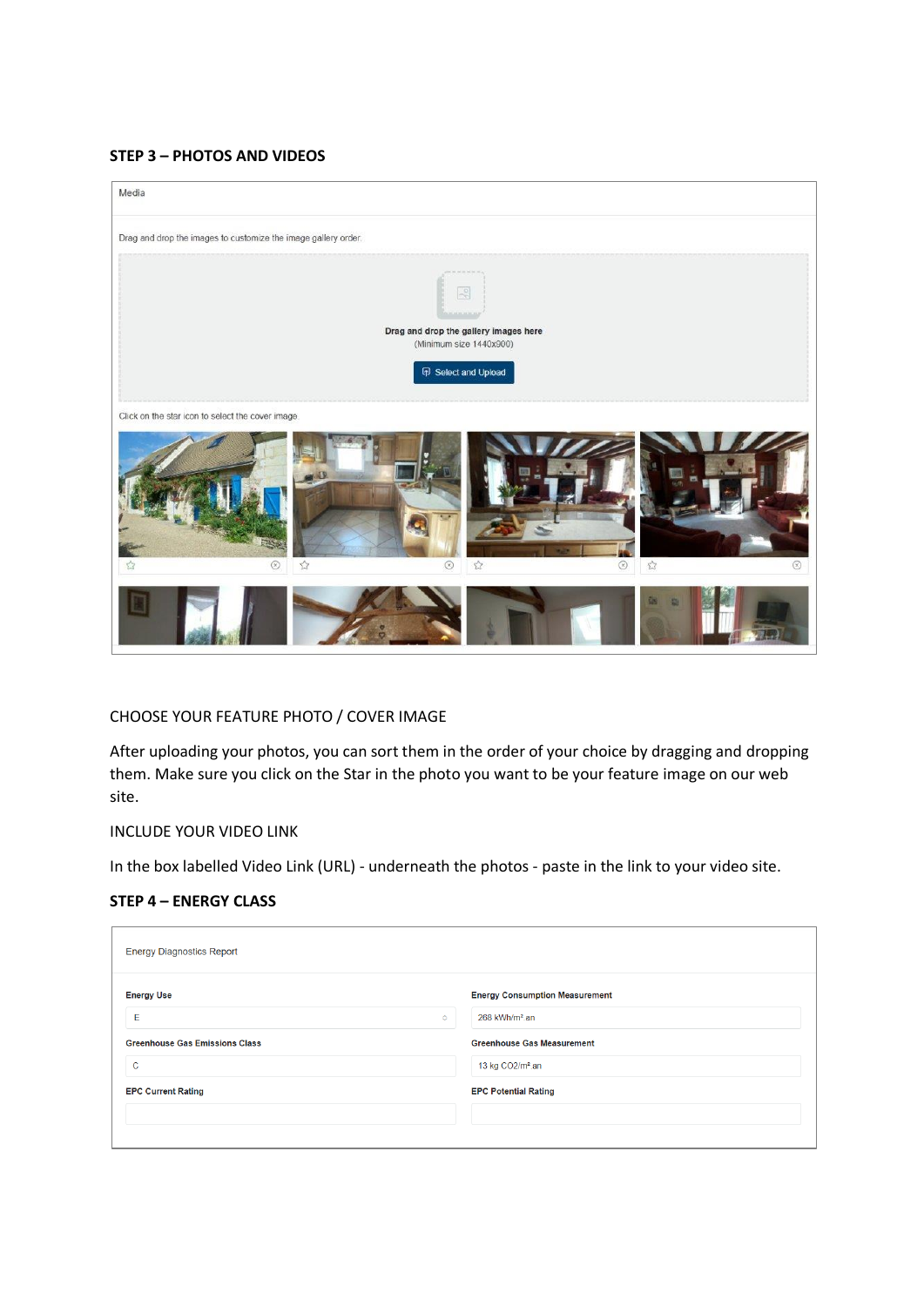**STEP 3 – PHOTOS AND VIDEOS**

Media

Drag and drop the images to customize the image gallery order.

**Drag and drop the gallery images here**
(Minimum size 1440x900)

Select and Upload

Click on the star icon to select the cover image.

CHOOSE YOUR FEATURE PHOTO / COVER IMAGE

After uploading your photos, you can sort them in the order of your choice by dragging and dropping them. Make sure you click on the Star in the photo you want to be your feature image on our web site.

INCLUDE YOUR VIDEO LINK

In the box labelled Video Link (URL) - underneath the photos - paste in the link to your video site.

**STEP 4 – ENERGY CLASS**

Energy Diagnostics Report

| **Energy Use** | **Energy Consumption Measurement** |
| --- | --- |
| E | 268 kWh/m² an |
| **Greenhouse Gas Emissions Class** | **Greenhouse Gas Measurement** |
| C | 13 kg CO2/m² an |
| **EPC Current Rating** | **EPC Potential Rating** |
| | |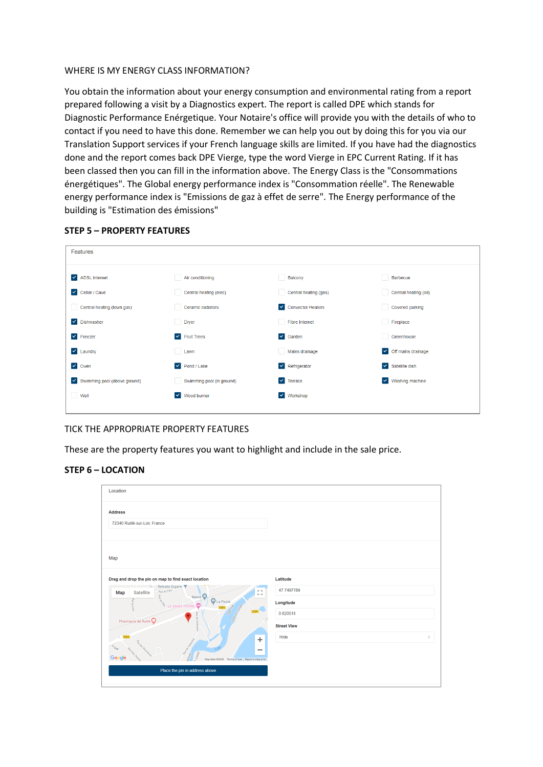WHERE IS MY ENERGY CLASS INFORMATION?

You obtain the information about your energy consumption and environmental rating from a report prepared following a visit by a Diagnostics expert. The report is called DPE which stands for Diagnostic Performance Enérgetique. Your Notaire's office will provide you with the details of who to contact if you need to have this done. Remember we can help you out by doing this for you via our Translation Support services if your French language skills are limited. If you have had the diagnostics done and the report comes back DPE Vierge, type the word Vierge in EPC Current Rating. If it has been classed then you can fill in the information above. The Energy Class is the "Consommations énergétiques". The Global energy performance index is "Consommation réelle". The Renewable energy performance index is "Emissions de gaz à effet de serre". The Energy performance of the building is "Estimation des émissions"

## STEP 5 – PROPERTY FEATURES

Features

| | | | |
|---|---|---|---|
| ☑ ADSL Internet | ☐ Air conditioning | ☐ Balcony | ☐ Barbecue |
| ☑ Cellar / Cave | ☐ Central heating (elec) | ☐ Central heating (gas) | ☐ Central heating (oil) |
| ☐ Central heating (town gas) | ☐ Ceramic radiators | ☑ Convector Heaters | ☐ Covered parking |
| ☑ Dishwasher | ☐ Dryer | ☐ Fibre Internet | ☐ Fireplace |
| ☑ Freezer | ☑ Fruit Trees | ☑ Garden | ☐ Greenhouse |
| ☑ Laundry | ☐ Lawn | ☐ Mains drainage | ☑ Off mains drainage |
| ☑ Oven | ☑ Pond / Lake | ☑ Refrigerator | ☑ Satellite dish |
| ☑ Swimming pool (above ground) | ☐ Swimming pool (in ground) | ☑ Terrace | ☑ Washing machine |
| ☐ Well | ☑ Wood burner | ☑ Workshop | |

TICK THE APPROPRIATE PROPERTY FEATURES

These are the property features you want to highlight and include in the sale price.

## STEP 6 – LOCATION

Location

**Address**

72340 Ruillé-sur-Loir, France

Map

**Drag and drop the pin on map to find exact location**

**Latitude**

47.7497789

**Longitude**

0.620518

**Street View**

Hide

Place the pin in address above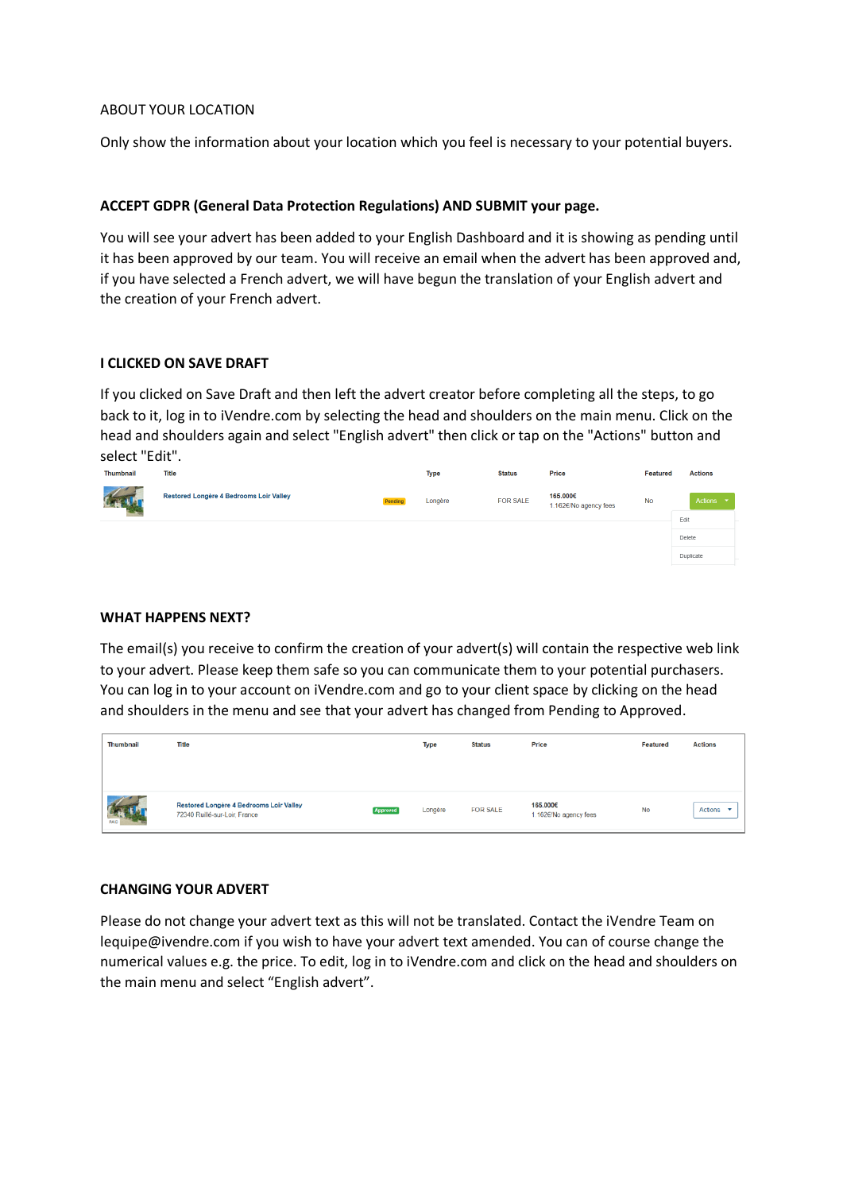ABOUT YOUR LOCATION

Only show the information about your location which you feel is necessary to your potential buyers.

**ACCEPT GDPR (General Data Protection Regulations) AND SUBMIT your page.**

You will see your advert has been added to your English Dashboard and it is showing as pending until it has been approved by our team. You will receive an email when the advert has been approved and, if you have selected a French advert, we will have begun the translation of your English advert and the creation of your French advert.

**I CLICKED ON SAVE DRAFT**

If you clicked on Save Draft and then left the advert creator before completing all the steps, to go back to it, log in to iVendre.com by selecting the head and shoulders on the main menu. Click on the head and shoulders again and select "English advert" then click or tap on the "Actions" button and select "Edit".

| Thumbnail | Title | | Type | Status | Price | Featured | Actions |
|---|---|---|---|---|---|---|---|
| | Restored Longère 4 Bedrooms Loir Valley | Pending | Longère | FOR SALE | 165.000€ 1.162€/No agency fees | No | Actions (Edit / Delete / Duplicate) |

**WHAT HAPPENS NEXT?**

The email(s) you receive to confirm the creation of your advert(s) will contain the respective web link to your advert. Please keep them safe so you can communicate them to your potential purchasers. You can log in to your account on iVendre.com and go to your client space by clicking on the head and shoulders in the menu and see that your advert has changed from Pending to Approved.

| Thumbnail | Title | | Type | Status | Price | Featured | Actions |
|---|---|---|---|---|---|---|---|
| PAID | Restored Longère 4 Bedrooms Loir Valley 72340 Ruillé-sur-Loir, France | Approved | Longère | FOR SALE | 165.000€ 1.162€/No agency fees | No | Actions |

**CHANGING YOUR ADVERT**

Please do not change your advert text as this will not be translated. Contact the iVendre Team on lequipe@ivendre.com if you wish to have your advert text amended. You can of course change the numerical values e.g. the price. To edit, log in to iVendre.com and click on the head and shoulders on the main menu and select "English advert".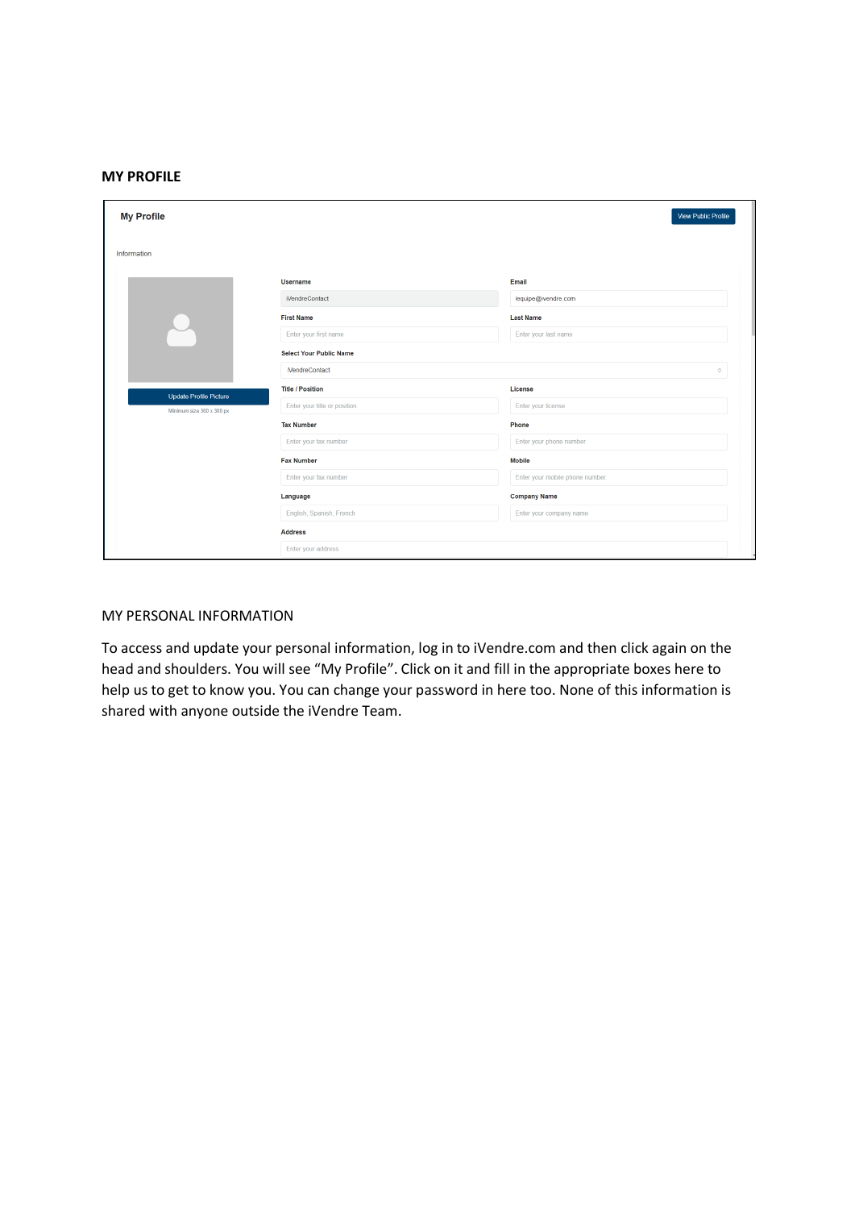**MY PROFILE**

MY PERSONAL INFORMATION

To access and update your personal information, log in to iVendre.com and then click again on the head and shoulders. You will see “My Profile”. Click on it and fill in the appropriate boxes here to help us to get to know you. You can change your password in here too. None of this information is shared with anyone outside the iVendre Team.